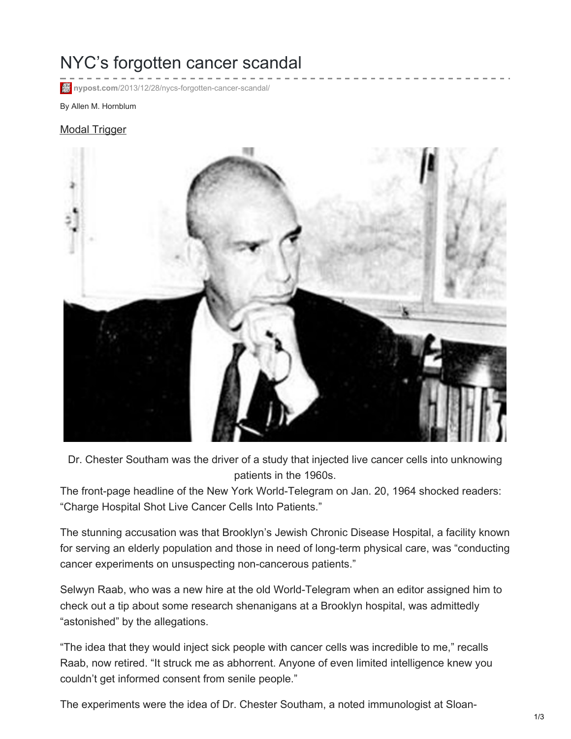# NYC's forgotten cancer scandal

nypost.com/2013/12/28/nycs-forgotten-cancer-scandal/

By Allen M. Hornblum

Modal Trigger

Dr. Chester Southam was the driver of a study that injected live cancer cells into unknowing patients in the 1960s.

The front-page headline of the New York World-Telegram on Jan. 20, 1964 shocked readers: "Charge Hospital Shot Live Cancer Cells Into Patients."

The stunning accusation was that Brooklyn's Jewish Chronic Disease Hospital, a facility known for serving an elderly population and those in need of long-term physical care, was "conducting cancer experiments on unsuspecting non-cancerous patients."

Selwyn Raab, who was a new hire at the old World-Telegram when an editor assigned him to check out a tip about some research shenanigans at a Brooklyn hospital, was admittedly "astonished" by the allegations.

"The idea that they would inject sick people with cancer cells was incredible to me," recalls Raab, now retired. "It struck me as abhorrent. Anyone of even limited intelligence knew you couldn't get informed consent from senile people."

The experiments were the idea of Dr. Chester Southam, a noted immunologist at Sloan-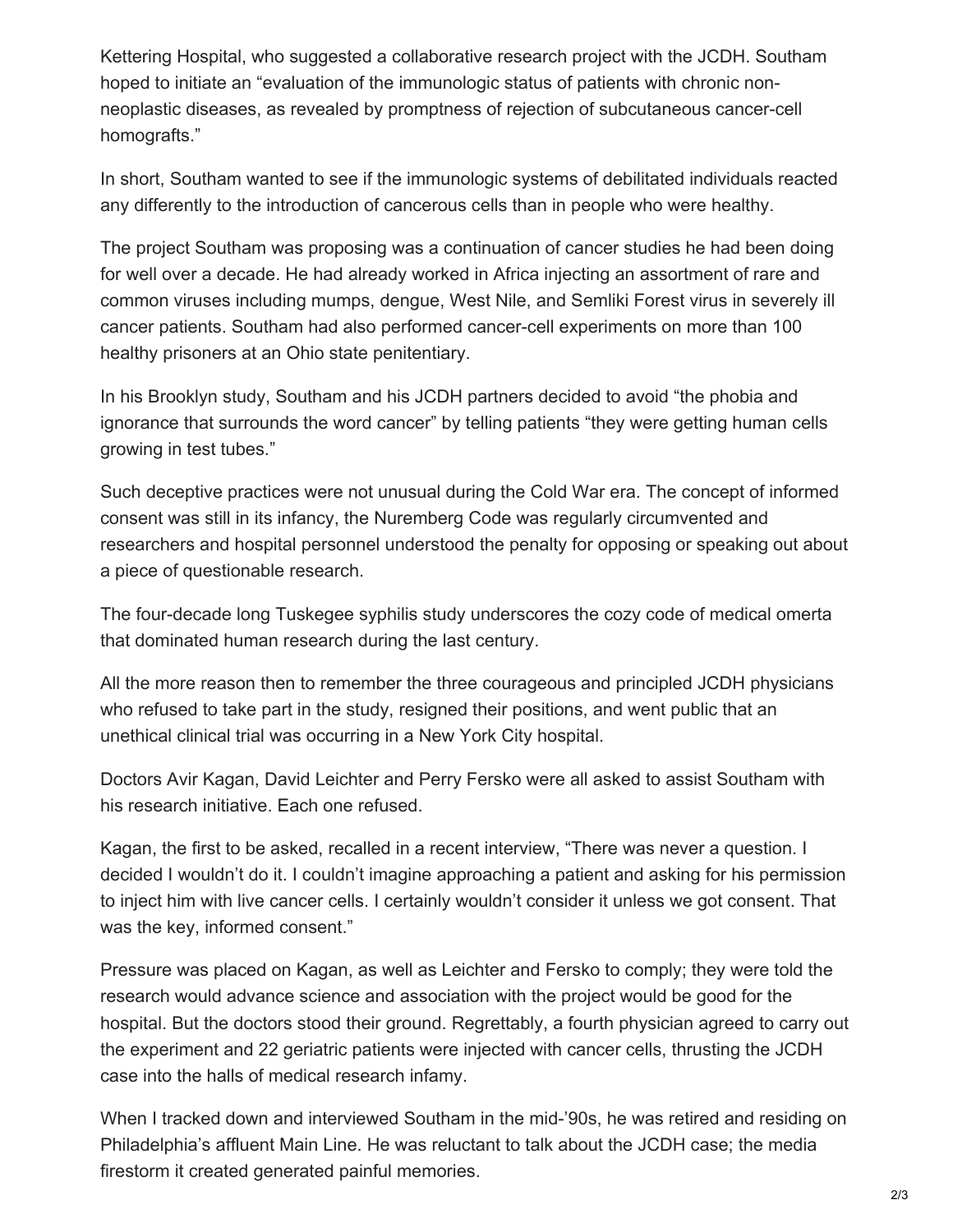Kettering Hospital, who suggested a collaborative research project with the JCDH. Southam hoped to initiate an "evaluation of the immunologic status of patients with chronic non-neoplastic diseases, as revealed by promptness of rejection of subcutaneous cancer-cell homografts."

In short, Southam wanted to see if the immunologic systems of debilitated individuals reacted any differently to the introduction of cancerous cells than in people who were healthy.

The project Southam was proposing was a continuation of cancer studies he had been doing for well over a decade. He had already worked in Africa injecting an assortment of rare and common viruses including mumps, dengue, West Nile, and Semliki Forest virus in severely ill cancer patients. Southam had also performed cancer-cell experiments on more than 100 healthy prisoners at an Ohio state penitentiary.

In his Brooklyn study, Southam and his JCDH partners decided to avoid "the phobia and ignorance that surrounds the word cancer" by telling patients "they were getting human cells growing in test tubes."

Such deceptive practices were not unusual during the Cold War era. The concept of informed consent was still in its infancy, the Nuremberg Code was regularly circumvented and researchers and hospital personnel understood the penalty for opposing or speaking out about a piece of questionable research.

The four-decade long Tuskegee syphilis study underscores the cozy code of medical omerta that dominated human research during the last century.

All the more reason then to remember the three courageous and principled JCDH physicians who refused to take part in the study, resigned their positions, and went public that an unethical clinical trial was occurring in a New York City hospital.

Doctors Avir Kagan, David Leichter and Perry Fersko were all asked to assist Southam with his research initiative. Each one refused.

Kagan, the first to be asked, recalled in a recent interview, "There was never a question. I decided I wouldn't do it. I couldn't imagine approaching a patient and asking for his permission to inject him with live cancer cells. I certainly wouldn't consider it unless we got consent. That was the key, informed consent."

Pressure was placed on Kagan, as well as Leichter and Fersko to comply; they were told the research would advance science and association with the project would be good for the hospital. But the doctors stood their ground. Regrettably, a fourth physician agreed to carry out the experiment and 22 geriatric patients were injected with cancer cells, thrusting the JCDH case into the halls of medical research infamy.

When I tracked down and interviewed Southam in the mid-'90s, he was retired and residing on Philadelphia's affluent Main Line. He was reluctant to talk about the JCDH case; the media firestorm it created generated painful memories.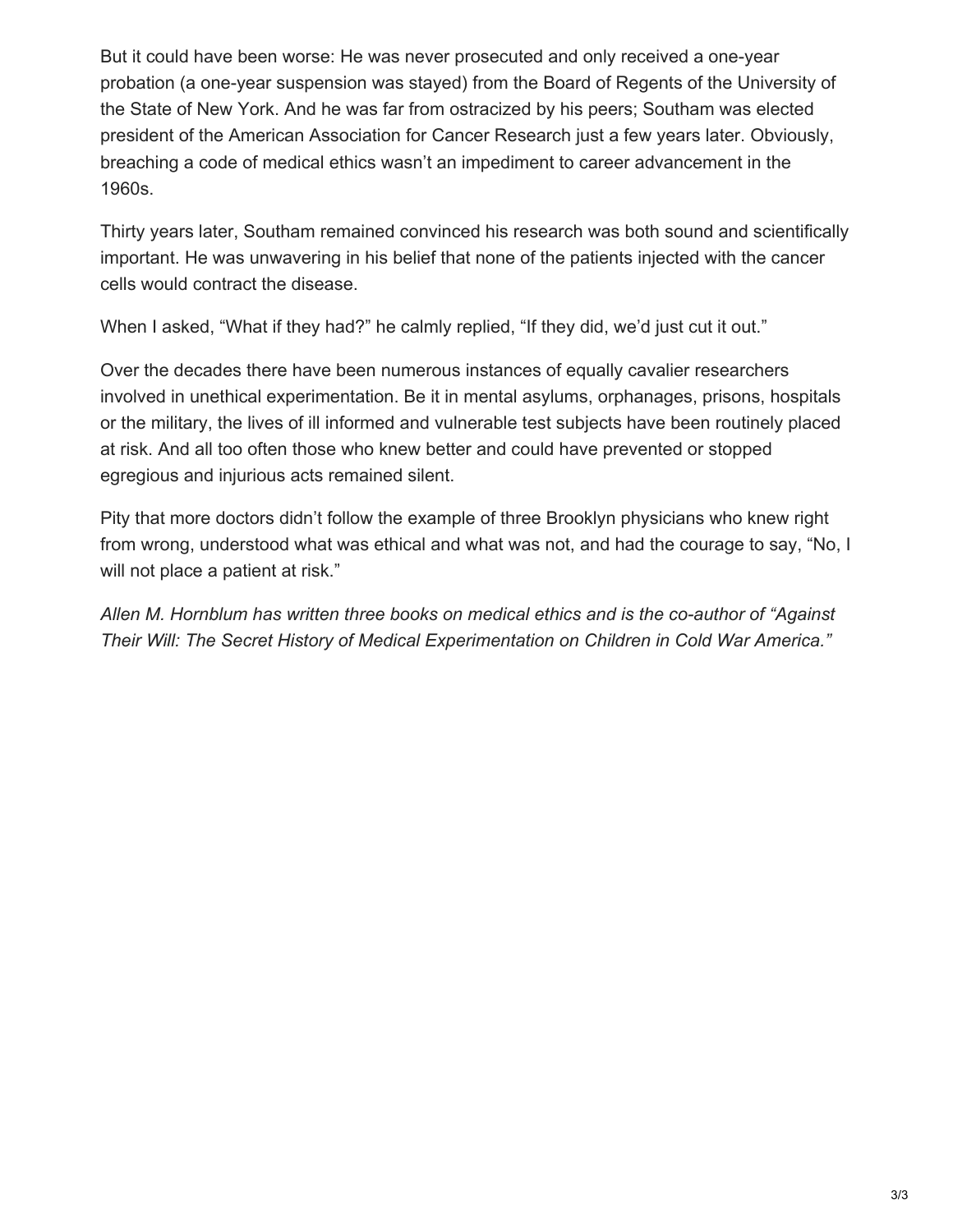But it could have been worse: He was never prosecuted and only received a one-year probation (a one-year suspension was stayed) from the Board of Regents of the University of the State of New York. And he was far from ostracized by his peers; Southam was elected president of the American Association for Cancer Research just a few years later. Obviously, breaching a code of medical ethics wasn't an impediment to career advancement in the 1960s.

Thirty years later, Southam remained convinced his research was both sound and scientifically important. He was unwavering in his belief that none of the patients injected with the cancer cells would contract the disease.

When I asked, "What if they had?" he calmly replied, "If they did, we'd just cut it out."

Over the decades there have been numerous instances of equally cavalier researchers involved in unethical experimentation. Be it in mental asylums, orphanages, prisons, hospitals or the military, the lives of ill informed and vulnerable test subjects have been routinely placed at risk. And all too often those who knew better and could have prevented or stopped egregious and injurious acts remained silent.

Pity that more doctors didn't follow the example of three Brooklyn physicians who knew right from wrong, understood what was ethical and what was not, and had the courage to say, "No, I will not place a patient at risk."

*Allen M. Hornblum has written three books on medical ethics and is the co-author of "Against Their Will: The Secret History of Medical Experimentation on Children in Cold War America."*